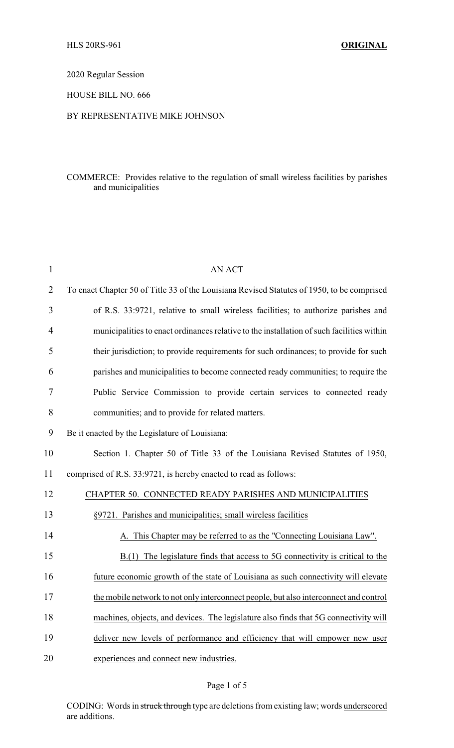HLS 20RS-961 **ORIGINAL**

2020 Regular Session

HOUSE BILL NO. 666

BY REPRESENTATIVE MIKE JOHNSON

COMMERCE: Provides relative to the regulation of small wireless facilities by parishes and municipalities

AN ACT

To enact Chapter 50 of Title 33 of the Louisiana Revised Statutes of 1950, to be comprised of R.S. 33:9721, relative to small wireless facilities; to authorize parishes and municipalities to enact ordinances relative to the installation of such facilities within their jurisdiction; to provide requirements for such ordinances; to provide for such parishes and municipalities to become connected ready communities; to require the Public Service Commission to provide certain services to connected ready communities; and to provide for related matters.

Be it enacted by the Legislature of Louisiana:

Section 1. Chapter 50 of Title 33 of the Louisiana Revised Statutes of 1950, comprised of R.S. 33:9721, is hereby enacted to read as follows:

<u>CHAPTER 50. CONNECTED READY PARISHES AND MUNICIPALITIES</u>

<u>§9721. Parishes and municipalities; small wireless facilities</u>

<u>A. This Chapter may be referred to as the "Connecting Louisiana Law".</u>

<u>B.(1) The legislature finds that access to 5G connectivity is critical to the future economic growth of the state of Louisiana as such connectivity will elevate the mobile network to not only interconnect people, but also interconnect and control machines, objects, and devices. The legislature also finds that 5G connectivity will deliver new levels of performance and efficiency that will empower new user experiences and connect new industries.</u>

CODING: Words in ~~struck through~~ type are deletions from existing law; words <u>underscored</u> are additions.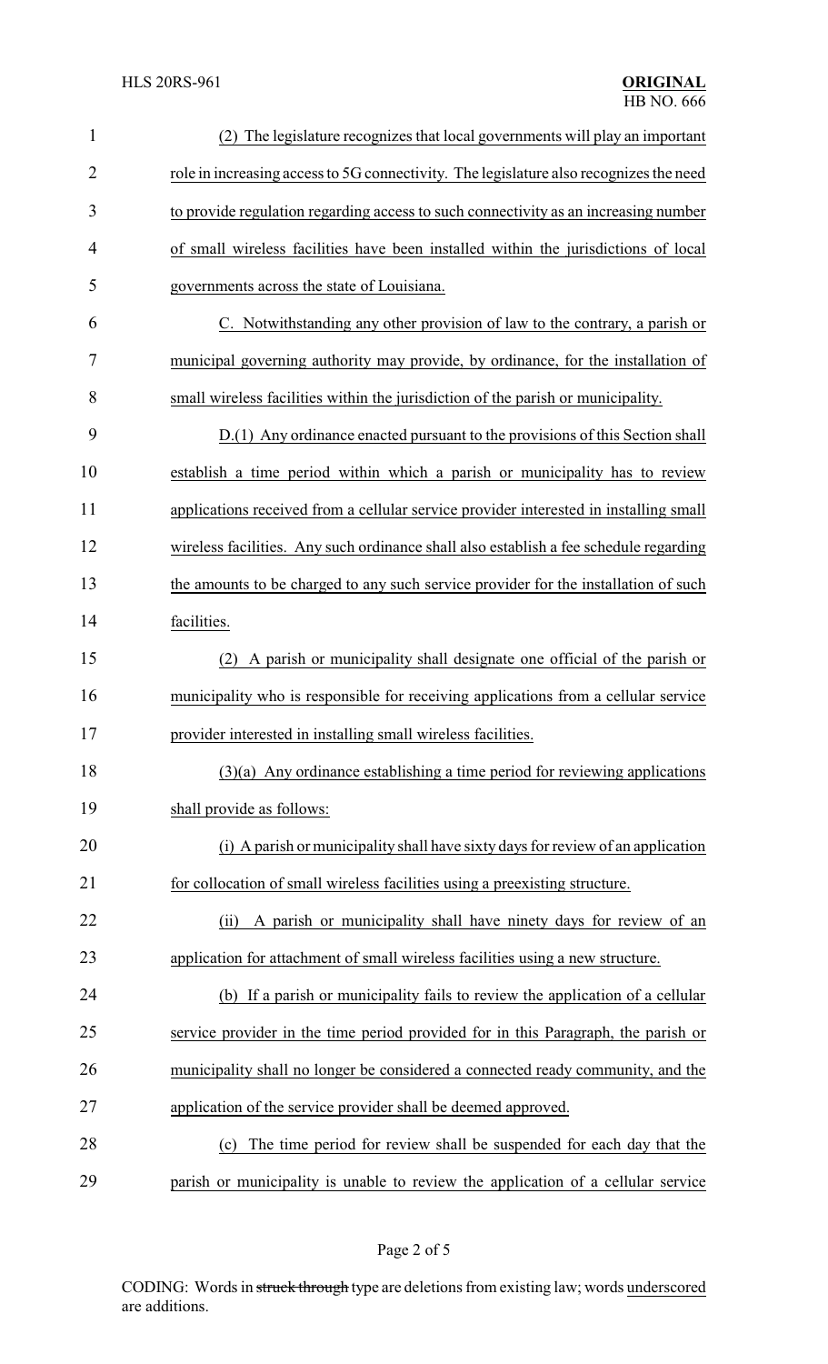(2) The legislature recognizes that local governments will play an important role in increasing access to 5G connectivity. The legislature also recognizes the need to provide regulation regarding access to such connectivity as an increasing number of small wireless facilities have been installed within the jurisdictions of local governments across the state of Louisiana.

C. Notwithstanding any other provision of law to the contrary, a parish or municipal governing authority may provide, by ordinance, for the installation of small wireless facilities within the jurisdiction of the parish or municipality.

D.(1) Any ordinance enacted pursuant to the provisions of this Section shall establish a time period within which a parish or municipality has to review applications received from a cellular service provider interested in installing small wireless facilities. Any such ordinance shall also establish a fee schedule regarding the amounts to be charged to any such service provider for the installation of such facilities.

(2) A parish or municipality shall designate one official of the parish or municipality who is responsible for receiving applications from a cellular service provider interested in installing small wireless facilities.

(3)(a) Any ordinance establishing a time period for reviewing applications shall provide as follows:

(i) A parish or municipality shall have sixty days for review of an application for collocation of small wireless facilities using a preexisting structure.

(ii) A parish or municipality shall have ninety days for review of an application for attachment of small wireless facilities using a new structure.

(b) If a parish or municipality fails to review the application of a cellular service provider in the time period provided for in this Paragraph, the parish or municipality shall no longer be considered a connected ready community, and the application of the service provider shall be deemed approved.

(c) The time period for review shall be suspended for each day that the parish or municipality is unable to review the application of a cellular service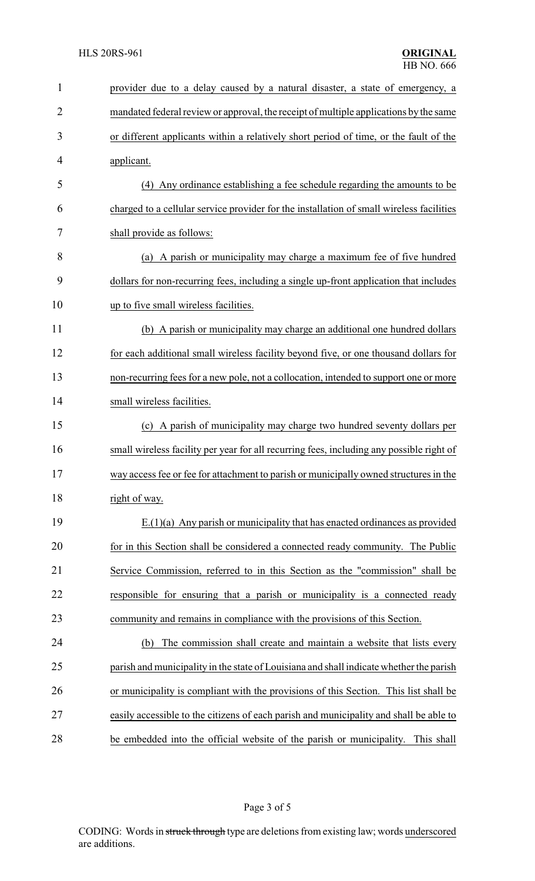provider due to a delay caused by a natural disaster, a state of emergency, a mandated federal review or approval, the receipt of multiple applications by the same or different applicants within a relatively short period of time, or the fault of the applicant.

(4) Any ordinance establishing a fee schedule regarding the amounts to be charged to a cellular service provider for the installation of small wireless facilities shall provide as follows:

(a) A parish or municipality may charge a maximum fee of five hundred dollars for non-recurring fees, including a single up-front application that includes up to five small wireless facilities.

(b) A parish or municipality may charge an additional one hundred dollars for each additional small wireless facility beyond five, or one thousand dollars for non-recurring fees for a new pole, not a collocation, intended to support one or more small wireless facilities.

(c) A parish of municipality may charge two hundred seventy dollars per small wireless facility per year for all recurring fees, including any possible right of way access fee or fee for attachment to parish or municipally owned structures in the right of way.

E.(1)(a) Any parish or municipality that has enacted ordinances as provided for in this Section shall be considered a connected ready community. The Public Service Commission, referred to in this Section as the "commission" shall be responsible for ensuring that a parish or municipality is a connected ready community and remains in compliance with the provisions of this Section.

(b) The commission shall create and maintain a website that lists every parish and municipality in the state of Louisiana and shall indicate whether the parish or municipality is compliant with the provisions of this Section. This list shall be easily accessible to the citizens of each parish and municipality and shall be able to be embedded into the official website of the parish or municipality. This shall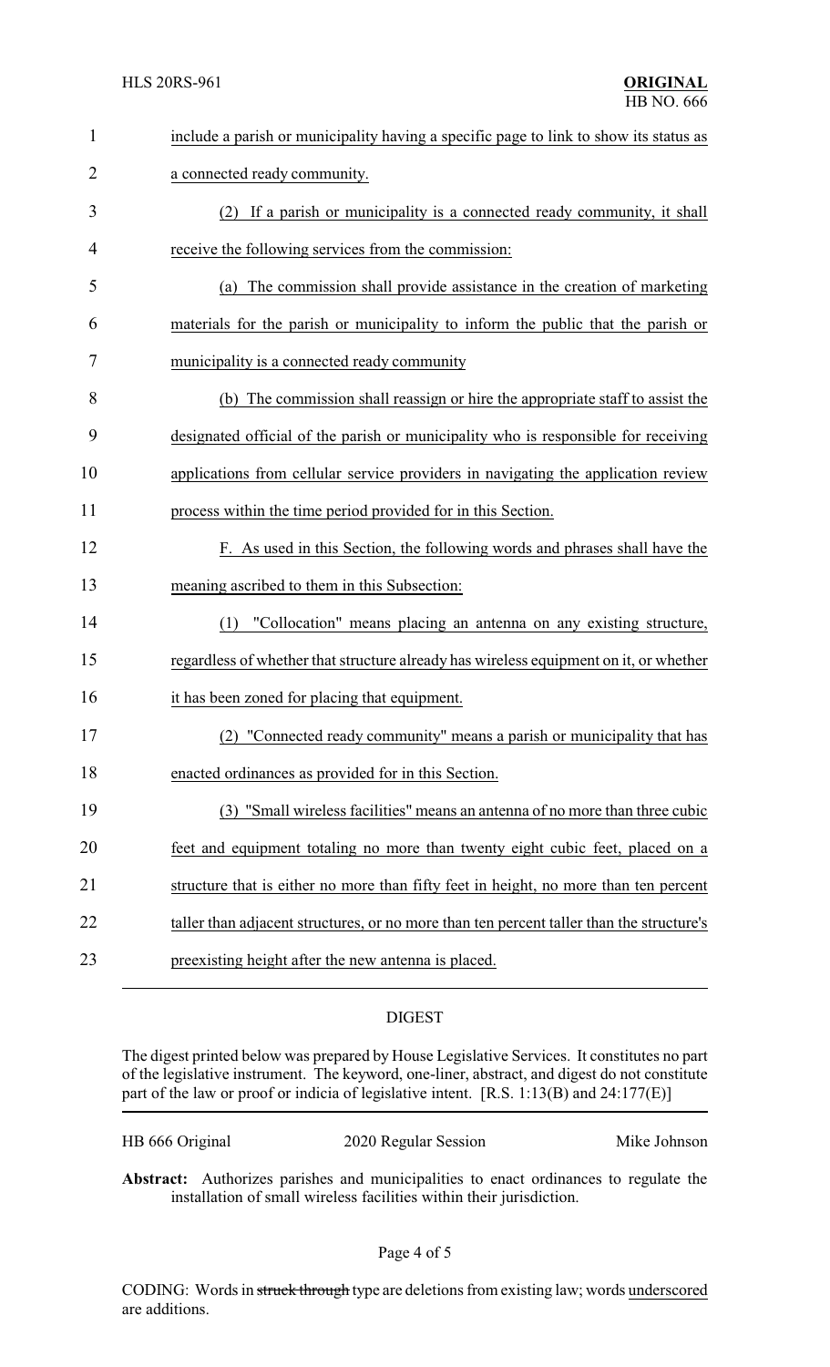include a parish or municipality having a specific page to link to show its status as a connected ready community.

(2) If a parish or municipality is a connected ready community, it shall receive the following services from the commission:

(a) The commission shall provide assistance in the creation of marketing materials for the parish or municipality to inform the public that the parish or municipality is a connected ready community

(b) The commission shall reassign or hire the appropriate staff to assist the designated official of the parish or municipality who is responsible for receiving applications from cellular service providers in navigating the application review process within the time period provided for in this Section.

F. As used in this Section, the following words and phrases shall have the meaning ascribed to them in this Subsection:

(1) "Collocation" means placing an antenna on any existing structure, regardless of whether that structure already has wireless equipment on it, or whether it has been zoned for placing that equipment.

(2) "Connected ready community" means a parish or municipality that has enacted ordinances as provided for in this Section.

(3) "Small wireless facilities" means an antenna of no more than three cubic feet and equipment totaling no more than twenty eight cubic feet, placed on a structure that is either no more than fifty feet in height, no more than ten percent taller than adjacent structures, or no more than ten percent taller than the structure's preexisting height after the new antenna is placed.

## DIGEST

The digest printed below was prepared by House Legislative Services. It constitutes no part of the legislative instrument. The keyword, one-liner, abstract, and digest do not constitute part of the law or proof or indicia of legislative intent. [R.S. 1:13(B) and 24:177(E)]

HB 666 Original — 2020 Regular Session — Mike Johnson

**Abstract:** Authorizes parishes and municipalities to enact ordinances to regulate the installation of small wireless facilities within their jurisdiction.

CODING: Words in ~~struck through~~ type are deletions from existing law; words underscored are additions.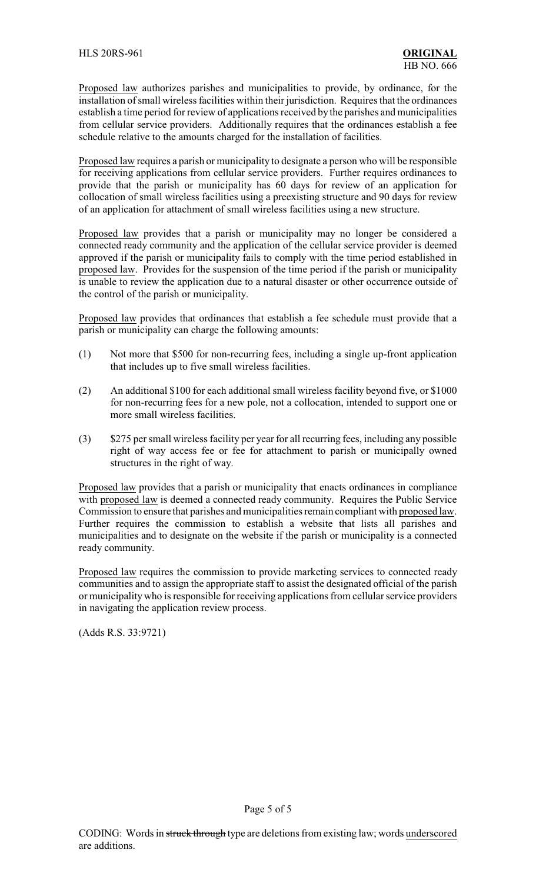Proposed law authorizes parishes and municipalities to provide, by ordinance, for the installation of small wireless facilities within their jurisdiction. Requires that the ordinances establish a time period for review of applications received by the parishes and municipalities from cellular service providers. Additionally requires that the ordinances establish a fee schedule relative to the amounts charged for the installation of facilities.

Proposed law requires a parish or municipality to designate a person who will be responsible for receiving applications from cellular service providers. Further requires ordinances to provide that the parish or municipality has 60 days for review of an application for collocation of small wireless facilities using a preexisting structure and 90 days for review of an application for attachment of small wireless facilities using a new structure.

Proposed law provides that a parish or municipality may no longer be considered a connected ready community and the application of the cellular service provider is deemed approved if the parish or municipality fails to comply with the time period established in proposed law. Provides for the suspension of the time period if the parish or municipality is unable to review the application due to a natural disaster or other occurrence outside of the control of the parish or municipality.

Proposed law provides that ordinances that establish a fee schedule must provide that a parish or municipality can charge the following amounts:

(1) Not more that $500 for non-recurring fees, including a single up-front application that includes up to five small wireless facilities.

(2) An additional $100 for each additional small wireless facility beyond five, or $1000 for non-recurring fees for a new pole, not a collocation, intended to support one or more small wireless facilities.

(3) $275 per small wireless facility per year for all recurring fees, including any possible right of way access fee or fee for attachment to parish or municipally owned structures in the right of way.

Proposed law provides that a parish or municipality that enacts ordinances in compliance with proposed law is deemed a connected ready community. Requires the Public Service Commission to ensure that parishes and municipalities remain compliant with proposed law. Further requires the commission to establish a website that lists all parishes and municipalities and to designate on the website if the parish or municipality is a connected ready community.

Proposed law requires the commission to provide marketing services to connected ready communities and to assign the appropriate staff to assist the designated official of the parish or municipality who is responsible for receiving applications from cellular service providers in navigating the application review process.

(Adds R.S. 33:9721)